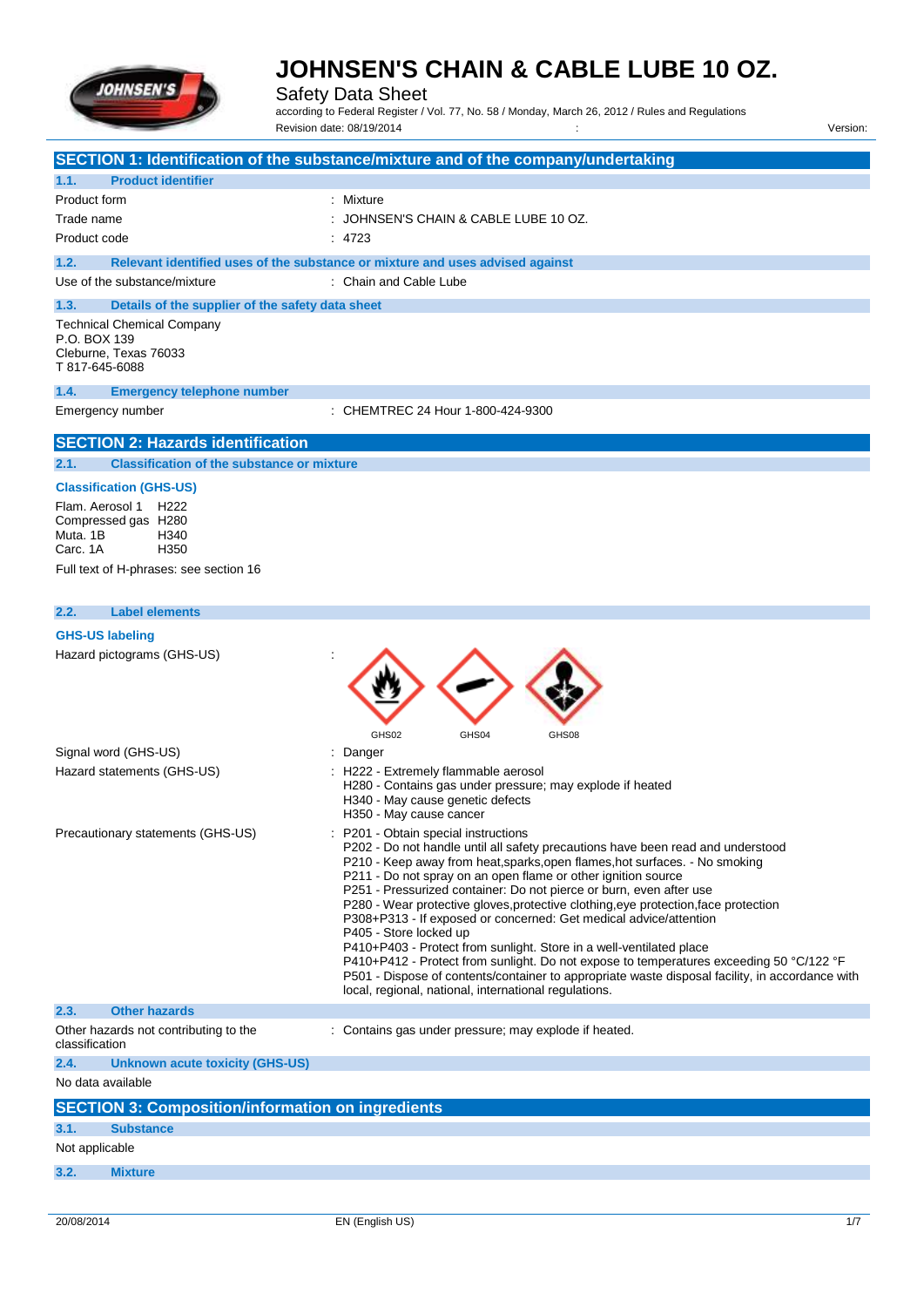# JOHNSEN'S CHAIN & CABLE LUBE 10 OZ.

Safety Data Sheet

according to Federal Register / Vol. 77, No. 58 / Monday, March 26, 2012 / Rules and Regulations

Revision date: 08/19/2014 : Version:

## SECTION 1: Identification of the substance/mixture and of the company/undertaking

### 1.1. Product identifier

Product form : Mixture

Trade name : JOHNSEN'S CHAIN & CABLE LUBE 10 OZ.

Product code : 4723

### 1.2. Relevant identified uses of the substance or mixture and uses advised against

Use of the substance/mixture : Chain and Cable Lube

### 1.3. Details of the supplier of the safety data sheet

Technical Chemical Company
P.O. BOX 139
Cleburne, Texas 76033
T 817-645-6088

### 1.4. Emergency telephone number

Emergency number : CHEMTREC 24 Hour 1-800-424-9300

## SECTION 2: Hazards identification

### 2.1. Classification of the substance or mixture

**Classification (GHS-US)**

Flam. Aerosol 1 H222
Compressed gas H280
Muta. 1B H340
Carc. 1A H350

Full text of H-phrases: see section 16

### 2.2. Label elements

**GHS-US labeling**

Hazard pictograms (GHS-US) :

GHS02 GHS04 GHS08

Signal word (GHS-US) : Danger

Hazard statements (GHS-US) :
H222 - Extremely flammable aerosol
H280 - Contains gas under pressure; may explode if heated
H340 - May cause genetic defects
H350 - May cause cancer

Precautionary statements (GHS-US) :
P201 - Obtain special instructions
P202 - Do not handle until all safety precautions have been read and understood
P210 - Keep away from heat,sparks,open flames,hot surfaces. - No smoking
P211 - Do not spray on an open flame or other ignition source
P251 - Pressurized container: Do not pierce or burn, even after use
P280 - Wear protective gloves,protective clothing,eye protection,face protection
P308+P313 - If exposed or concerned: Get medical advice/attention
P405 - Store locked up
P410+P403 - Protect from sunlight. Store in a well-ventilated place
P410+P412 - Protect from sunlight. Do not expose to temperatures exceeding 50 °C/122 °F
P501 - Dispose of contents/container to appropriate waste disposal facility, in accordance with local, regional, national, international regulations.

### 2.3. Other hazards

Other hazards not contributing to the classification : Contains gas under pressure; may explode if heated.

### 2.4. Unknown acute toxicity (GHS-US)

No data available

## SECTION 3: Composition/information on ingredients

### 3.1. Substance

Not applicable

### 3.2. Mixture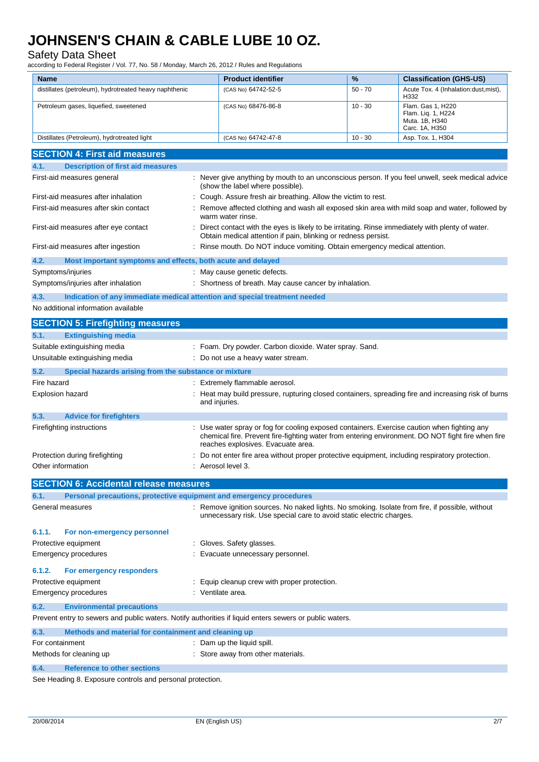| Name | Product identifier | % | Classification (GHS-US) |
| --- | --- | --- | --- |
| distillates (petroleum), hydrotreated heavy naphthenic | (CAS No) 64742-52-5 | 50 - 70 | Acute Tox. 4 (Inhalation:dust,mist), H332 |
| Petroleum gases, liquefied, sweetened | (CAS No) 68476-86-8 | 10 - 30 | Flam. Gas 1, H220<br>Flam. Liq. 1, H224<br>Muta. 1B, H340<br>Carc. 1A, H350 |
| Distillates (Petroleum), hydrotreated light | (CAS No) 64742-47-8 | 10 - 30 | Asp. Tox. 1, H304 |

## SECTION 4: First aid measures

### 4.1. Description of first aid measures

First-aid measures general : Never give anything by mouth to an unconscious person. If you feel unwell, seek medical advice (show the label where possible).

First-aid measures after inhalation : Cough. Assure fresh air breathing. Allow the victim to rest.

First-aid measures after skin contact : Remove affected clothing and wash all exposed skin area with mild soap and water, followed by warm water rinse.

First-aid measures after eye contact : Direct contact with the eyes is likely to be irritating. Rinse immediately with plenty of water. Obtain medical attention if pain, blinking or redness persist.

First-aid measures after ingestion : Rinse mouth. Do NOT induce vomiting. Obtain emergency medical attention.

### 4.2. Most important symptoms and effects, both acute and delayed

Symptoms/injuries : May cause genetic defects.

Symptoms/injuries after inhalation : Shortness of breath. May cause cancer by inhalation.

### 4.3. Indication of any immediate medical attention and special treatment needed

No additional information available

## SECTION 5: Firefighting measures

### 5.1. Extinguishing media

Suitable extinguishing media : Foam. Dry powder. Carbon dioxide. Water spray. Sand.

Unsuitable extinguishing media : Do not use a heavy water stream.

### 5.2. Special hazards arising from the substance or mixture

Fire hazard : Extremely flammable aerosol.

Explosion hazard : Heat may build pressure, rupturing closed containers, spreading fire and increasing risk of burns and injuries.

### 5.3. Advice for firefighters

Firefighting instructions : Use water spray or fog for cooling exposed containers. Exercise caution when fighting any chemical fire. Prevent fire-fighting water from entering environment. DO NOT fight fire when fire reaches explosives. Evacuate area.

Protection during firefighting : Do not enter fire area without proper protective equipment, including respiratory protection.

Other information : Aerosol level 3.

## SECTION 6: Accidental release measures

### 6.1. Personal precautions, protective equipment and emergency procedures

General measures : Remove ignition sources. No naked lights. No smoking. Isolate from fire, if possible, without unnecessary risk. Use special care to avoid static electric charges.

#### 6.1.1. For non-emergency personnel

Protective equipment : Gloves. Safety glasses.

Emergency procedures : Evacuate unnecessary personnel.

#### 6.1.2. For emergency responders

Protective equipment : Equip cleanup crew with proper protection.

Emergency procedures : Ventilate area.

### 6.2. Environmental precautions

Prevent entry to sewers and public waters. Notify authorities if liquid enters sewers or public waters.

### 6.3. Methods and material for containment and cleaning up

For containment : Dam up the liquid spill.

Methods for cleaning up : Store away from other materials.

### 6.4. Reference to other sections

See Heading 8. Exposure controls and personal protection.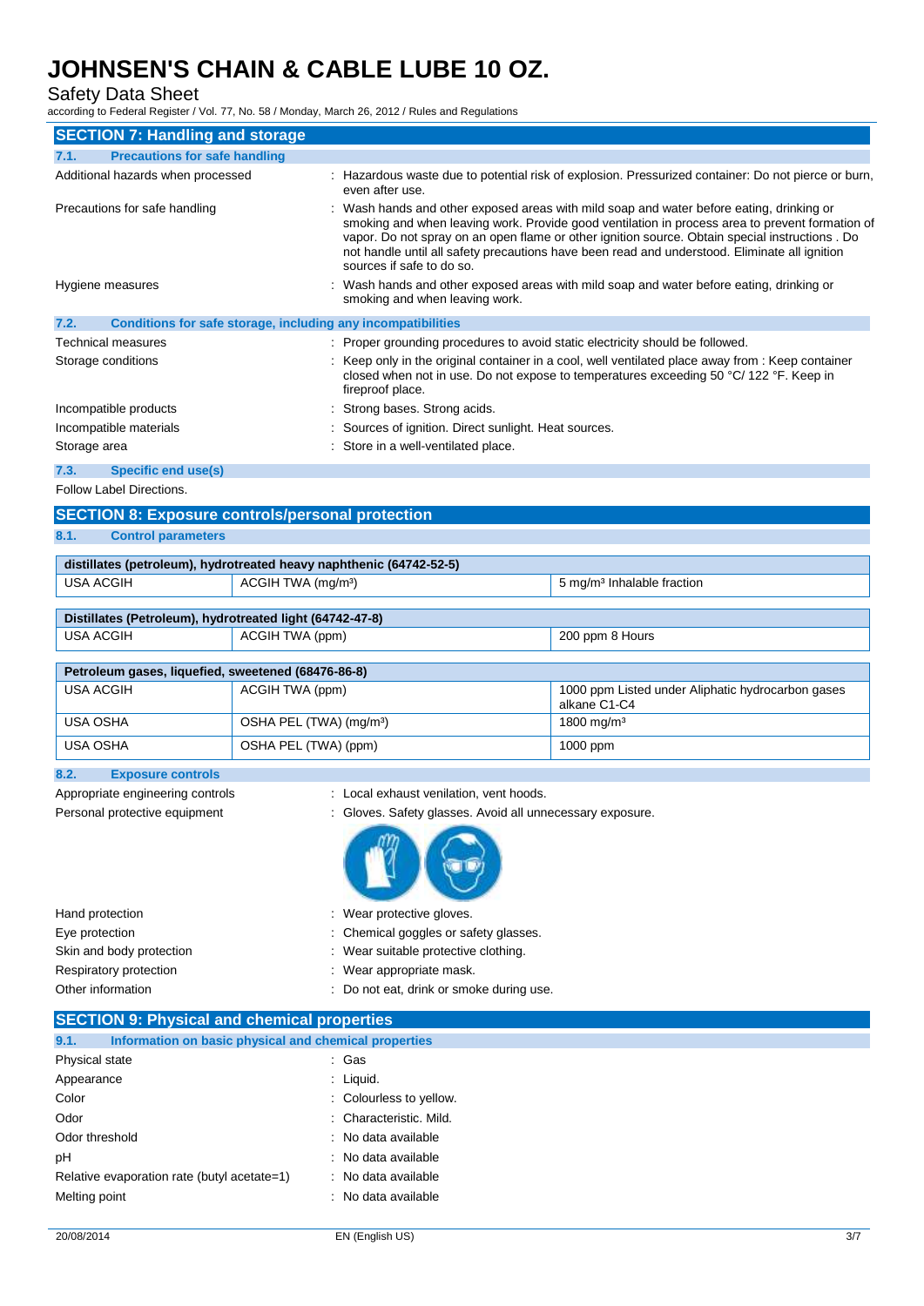# JOHNSEN'S CHAIN & CABLE LUBE 10 OZ.

Safety Data Sheet

according to Federal Register / Vol. 77, No. 58 / Monday, March 26, 2012 / Rules and Regulations

## SECTION 7: Handling and storage

### 7.1. Precautions for safe handling

Additional hazards when processed : Hazardous waste due to potential risk of explosion. Pressurized container: Do not pierce or burn, even after use.

Precautions for safe handling : Wash hands and other exposed areas with mild soap and water before eating, drinking or smoking and when leaving work. Provide good ventilation in process area to prevent formation of vapor. Do not spray on an open flame or other ignition source. Obtain special instructions . Do not handle until all safety precautions have been read and understood. Eliminate all ignition sources if safe to do so.

Hygiene measures : Wash hands and other exposed areas with mild soap and water before eating, drinking or smoking and when leaving work.

### 7.2. Conditions for safe storage, including any incompatibilities

Technical measures : Proper grounding procedures to avoid static electricity should be followed.

Storage conditions : Keep only in the original container in a cool, well ventilated place away from : Keep container closed when not in use. Do not expose to temperatures exceeding 50 °C/ 122 °F. Keep in fireproof place.

Incompatible products : Strong bases. Strong acids.

Incompatible materials : Sources of ignition. Direct sunlight. Heat sources.

Storage area : Store in a well-ventilated place.

### 7.3. Specific end use(s)

Follow Label Directions.

## SECTION 8: Exposure controls/personal protection

### 8.1. Control parameters

| distillates (petroleum), hydrotreated heavy naphthenic (64742-52-5) | | |
|---|---|---|
| USA ACGIH | ACGIH TWA (mg/m³) | 5 mg/m³ Inhalable fraction |

| Distillates (Petroleum), hydrotreated light (64742-47-8) | | |
|---|---|---|
| USA ACGIH | ACGIH TWA (ppm) | 200 ppm 8 Hours |

| Petroleum gases, liquefied, sweetened (68476-86-8) | | |
|---|---|---|
| USA ACGIH | ACGIH TWA (ppm) | 1000 ppm Listed under Aliphatic hydrocarbon gases alkane C1-C4 |
| USA OSHA | OSHA PEL (TWA) (mg/m³) | 1800 mg/m³ |
| USA OSHA | OSHA PEL (TWA) (ppm) | 1000 ppm |

### 8.2. Exposure controls

Appropriate engineering controls : Local exhaust venilation, vent hoods.

Personal protective equipment : Gloves. Safety glasses. Avoid all unnecessary exposure.

Hand protection : Wear protective gloves.

Eye protection : Chemical goggles or safety glasses.

Skin and body protection : Wear suitable protective clothing.

Respiratory protection : Wear appropriate mask.

Other information : Do not eat, drink or smoke during use.

## SECTION 9: Physical and chemical properties

### 9.1. Information on basic physical and chemical properties

Physical state : Gas

Appearance : Liquid.

Color : Colourless to yellow.

Odor : Characteristic. Mild.

Odor threshold : No data available

pH : No data available

Relative evaporation rate (butyl acetate=1) : No data available

Melting point : No data available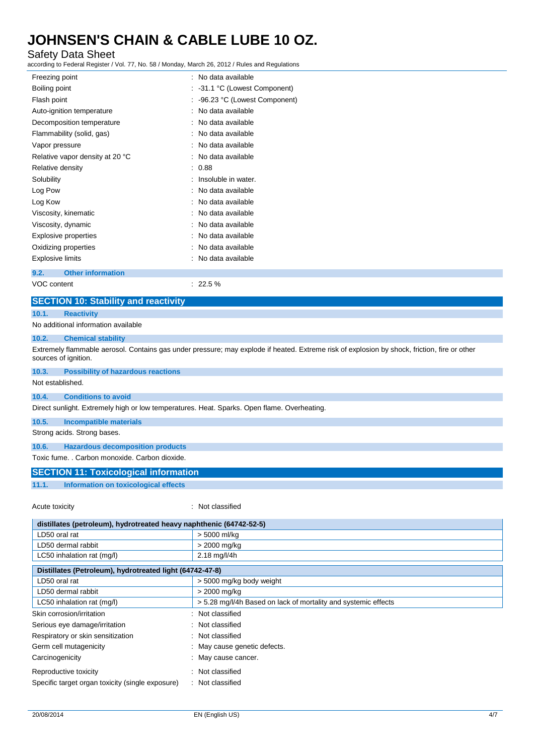| | |
|---|---|
| Freezing point | : No data available |
| Boiling point | : -31.1 °C (Lowest Component) |
| Flash point | : -96.23 °C (Lowest Component) |
| Auto-ignition temperature | : No data available |
| Decomposition temperature | : No data available |
| Flammability (solid, gas) | : No data available |
| Vapor pressure | : No data available |
| Relative vapor density at 20 °C | : No data available |
| Relative density | : 0.88 |
| Solubility | : Insoluble in water. |
| Log Pow | : No data available |
| Log Kow | : No data available |
| Viscosity, kinematic | : No data available |
| Viscosity, dynamic | : No data available |
| Explosive properties | : No data available |
| Oxidizing properties | : No data available |
| Explosive limits | : No data available |

### 9.2. Other information

VOC content : 22.5 %

## SECTION 10: Stability and reactivity

### 10.1. Reactivity

No additional information available

### 10.2. Chemical stability

Extremely flammable aerosol. Contains gas under pressure; may explode if heated. Extreme risk of explosion by shock, friction, fire or other sources of ignition.

### 10.3. Possibility of hazardous reactions

Not established.

### 10.4. Conditions to avoid

Direct sunlight. Extremely high or low temperatures. Heat. Sparks. Open flame. Overheating.

### 10.5. Incompatible materials

Strong acids. Strong bases.

### 10.6. Hazardous decomposition products

Toxic fume. . Carbon monoxide. Carbon dioxide.

## SECTION 11: Toxicological information

### 11.1. Information on toxicological effects

Acute toxicity : Not classified

| distillates (petroleum), hydrotreated heavy naphthenic (64742-52-5) | |
|---|---|
| LD50 oral rat | > 5000 ml/kg |
| LD50 dermal rabbit | > 2000 mg/kg |
| LC50 inhalation rat (mg/l) | 2.18 mg/l/4h |

| Distillates (Petroleum), hydrotreated light (64742-47-8) | |
|---|---|
| LD50 oral rat | > 5000 mg/kg body weight |
| LD50 dermal rabbit | > 2000 mg/kg |
| LC50 inhalation rat (mg/l) | > 5.28 mg/l/4h Based on lack of mortality and systemic effects |

| | |
|---|---|
| Skin corrosion/irritation | : Not classified |
| Serious eye damage/irritation | : Not classified |
| Respiratory or skin sensitization | : Not classified |
| Germ cell mutagenicity | : May cause genetic defects. |
| Carcinogenicity | : May cause cancer. |
| Reproductive toxicity | : Not classified |
| Specific target organ toxicity (single exposure) | : Not classified |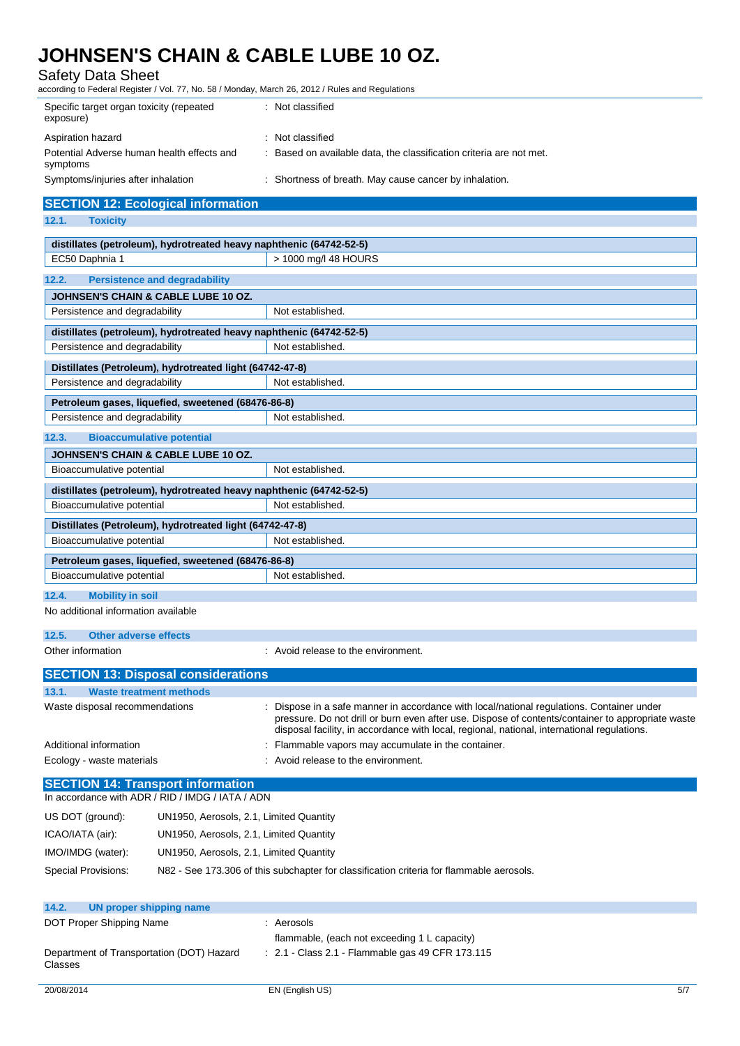| | |
|---|---|
| Specific target organ toxicity (repeated exposure) | : Not classified |
| Aspiration hazard | : Not classified |
| Potential Adverse human health effects and symptoms | : Based on available data, the classification criteria are not met. |
| Symptoms/injuries after inhalation | : Shortness of breath. May cause cancer by inhalation. |

## SECTION 12: Ecological information

### 12.1. Toxicity

| distillates (petroleum), hydrotreated heavy naphthenic (64742-52-5) | |
|---|---|
| EC50 Daphnia 1 | > 1000 mg/l 48 HOURS |

### 12.2. Persistence and degradability

| JOHNSEN'S CHAIN & CABLE LUBE 10 OZ. | |
|---|---|
| Persistence and degradability | Not established. |

| distillates (petroleum), hydrotreated heavy naphthenic (64742-52-5) | |
|---|---|
| Persistence and degradability | Not established. |

| Distillates (Petroleum), hydrotreated light (64742-47-8) | |
|---|---|
| Persistence and degradability | Not established. |

| Petroleum gases, liquefied, sweetened (68476-86-8) | |
|---|---|
| Persistence and degradability | Not established. |

### 12.3. Bioaccumulative potential

| JOHNSEN'S CHAIN & CABLE LUBE 10 OZ. | |
|---|---|
| Bioaccumulative potential | Not established. |

| distillates (petroleum), hydrotreated heavy naphthenic (64742-52-5) | |
|---|---|
| Bioaccumulative potential | Not established. |

| Distillates (Petroleum), hydrotreated light (64742-47-8) | |
|---|---|
| Bioaccumulative potential | Not established. |

| Petroleum gases, liquefied, sweetened (68476-86-8) | |
|---|---|
| Bioaccumulative potential | Not established. |

### 12.4. Mobility in soil

No additional information available

### 12.5. Other adverse effects

Other information : Avoid release to the environment.

## SECTION 13: Disposal considerations

### 13.1. Waste treatment methods

| | |
|---|---|
| Waste disposal recommendations | : Dispose in a safe manner in accordance with local/national regulations. Container under pressure. Do not drill or burn even after use. Dispose of contents/container to appropriate waste disposal facility, in accordance with local, regional, national, international regulations. |
| Additional information | : Flammable vapors may accumulate in the container. |
| Ecology - waste materials | : Avoid release to the environment. |

## SECTION 14: Transport information

In accordance with ADR / RID / IMDG / IATA / ADN

| | |
|---|---|
| US DOT (ground): | UN1950, Aerosols, 2.1, Limited Quantity |
| ICAO/IATA (air): | UN1950, Aerosols, 2.1, Limited Quantity |
| IMO/IMDG (water): | UN1950, Aerosols, 2.1, Limited Quantity |
| Special Provisions: | N82 - See 173.306 of this subchapter for classification criteria for flammable aerosols. |

### 14.2. UN proper shipping name

| | |
|---|---|
| DOT Proper Shipping Name | : Aerosols<br>flammable, (each not exceeding 1 L capacity) |
| Department of Transportation (DOT) Hazard Classes | : 2.1 - Class 2.1 - Flammable gas 49 CFR 173.115 |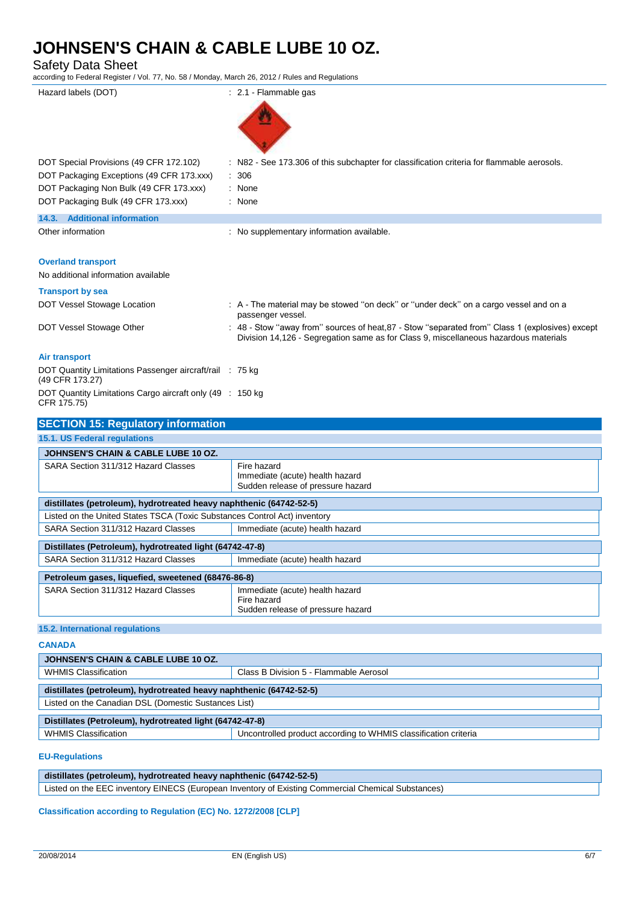| | |
|---|---|
| Hazard labels (DOT) | : 2.1 - Flammable gas |
| DOT Special Provisions (49 CFR 172.102) | : N82 - See 173.306 of this subchapter for classification criteria for flammable aerosols. |
| DOT Packaging Exceptions (49 CFR 173.xxx) | : 306 |
| DOT Packaging Non Bulk (49 CFR 173.xxx) | : None |
| DOT Packaging Bulk (49 CFR 173.xxx) | : None |

### 14.3. Additional information

| | |
|---|---|
| Other information | : No supplementary information available. |

**Overland transport**

No additional information available

**Transport by sea**

| | |
|---|---|
| DOT Vessel Stowage Location | : A - The material may be stowed "on deck" or "under deck" on a cargo vessel and on a passenger vessel. |
| DOT Vessel Stowage Other | : 48 - Stow "away from" sources of heat,87 - Stow "separated from" Class 1 (explosives) except Division 14,126 - Segregation same as for Class 9, miscellaneous hazardous materials |

**Air transport**

| | |
|---|---|
| DOT Quantity Limitations Passenger aircraft/rail (49 CFR 173.27) | : 75 kg |
| DOT Quantity Limitations Cargo aircraft only (49 CFR 175.75) | : 150 kg |

## SECTION 15: Regulatory information

### 15.1. US Federal regulations

| JOHNSEN'S CHAIN & CABLE LUBE 10 OZ. | |
|---|---|
| SARA Section 311/312 Hazard Classes | Fire hazard<br>Immediate (acute) health hazard<br>Sudden release of pressure hazard |

| distillates (petroleum), hydrotreated heavy naphthenic (64742-52-5) | |
|---|---|
| Listed on the United States TSCA (Toxic Substances Control Act) inventory | |
| SARA Section 311/312 Hazard Classes | Immediate (acute) health hazard |

| Distillates (Petroleum), hydrotreated light (64742-47-8) | |
|---|---|
| SARA Section 311/312 Hazard Classes | Immediate (acute) health hazard |

| Petroleum gases, liquefied, sweetened (68476-86-8) | |
|---|---|
| SARA Section 311/312 Hazard Classes | Immediate (acute) health hazard<br>Fire hazard<br>Sudden release of pressure hazard |

### 15.2. International regulations

**CANADA**

| JOHNSEN'S CHAIN & CABLE LUBE 10 OZ. | |
|---|---|
| WHMIS Classification | Class B Division 5 - Flammable Aerosol |

| distillates (petroleum), hydrotreated heavy naphthenic (64742-52-5) |
|---|
| Listed on the Canadian DSL (Domestic Sustances List) |

| Distillates (Petroleum), hydrotreated light (64742-47-8) | |
|---|---|
| WHMIS Classification | Uncontrolled product according to WHMIS classification criteria |

**EU-Regulations**

| distillates (petroleum), hydrotreated heavy naphthenic (64742-52-5) |
|---|
| Listed on the EEC inventory EINECS (European Inventory of Existing Commercial Chemical Substances) |

**Classification according to Regulation (EC) No. 1272/2008 [CLP]**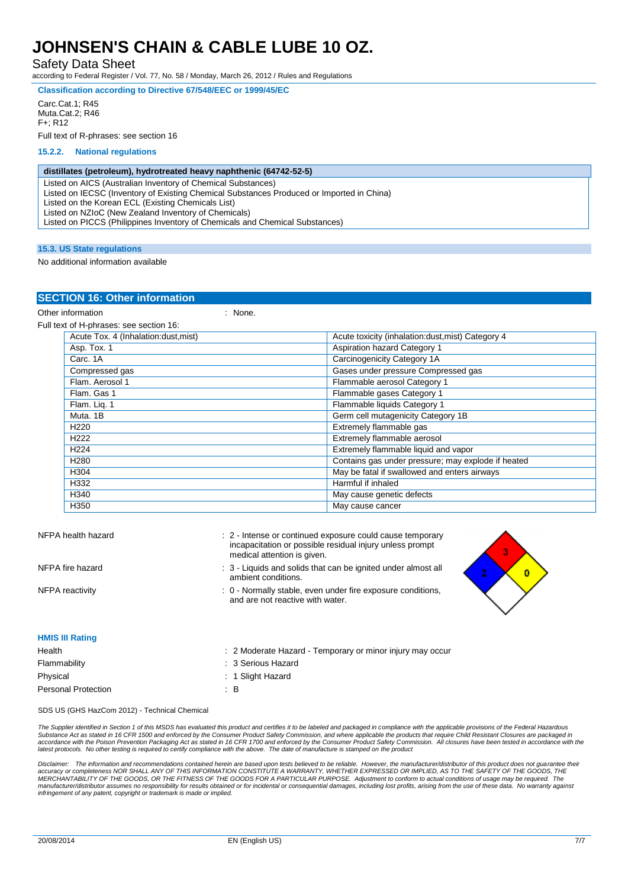**Classification according to Directive 67/548/EEC or 1999/45/EC**

Carc.Cat.1; R45
Muta.Cat.2; R46
F+; R12

Full text of R-phrases: see section 16

### 15.2.2. National regulations

| distillates (petroleum), hydrotreated heavy naphthenic (64742-52-5) |
|---|
| Listed on AICS (Australian Inventory of Chemical Substances)<br>Listed on IECSC (Inventory of Existing Chemical Substances Produced or Imported in China)<br>Listed on the Korean ECL (Existing Chemicals List)<br>Listed on NZIoC (New Zealand Inventory of Chemicals)<br>Listed on PICCS (Philippines Inventory of Chemicals and Chemical Substances) |

### 15.3. US State regulations

No additional information available

## SECTION 16: Other information

Other information : None.

Full text of H-phrases: see section 16:

| | |
|---|---|
| Acute Tox. 4 (Inhalation:dust,mist) | Acute toxicity (inhalation:dust,mist) Category 4 |
| Asp. Tox. 1 | Aspiration hazard Category 1 |
| Carc. 1A | Carcinogenicity Category 1A |
| Compressed gas | Gases under pressure Compressed gas |
| Flam. Aerosol 1 | Flammable aerosol Category 1 |
| Flam. Gas 1 | Flammable gases Category 1 |
| Flam. Liq. 1 | Flammable liquids Category 1 |
| Muta. 1B | Germ cell mutagenicity Category 1B |
| H220 | Extremely flammable gas |
| H222 | Extremely flammable aerosol |
| H224 | Extremely flammable liquid and vapor |
| H280 | Contains gas under pressure; may explode if heated |
| H304 | May be fatal if swallowed and enters airways |
| H332 | Harmful if inhaled |
| H340 | May cause genetic defects |
| H350 | May cause cancer |

NFPA health hazard : 2 - Intense or continued exposure could cause temporary incapacitation or possible residual injury unless prompt medical attention is given.

NFPA fire hazard : 3 - Liquids and solids that can be ignited under almost all ambient conditions.

NFPA reactivity : 0 - Normally stable, even under fire exposure conditions, and are not reactive with water.

3
2
0

**HMIS III Rating**

Health : 2 Moderate Hazard - Temporary or minor injury may occur

Flammability : 3 Serious Hazard

Physical : 1 Slight Hazard

Personal Protection : B

SDS US (GHS HazCom 2012) - Technical Chemical

*The Supplier identified in Section 1 of this MSDS has evaluated this product and certifies it to be labeled and packaged in compliance with the applicable provisions of the Federal Hazardous Substance Act as stated in 16 CFR 1500 and enforced by the Consumer Product Safety Commission, and where applicable the products that require Child Resistant Closures are packaged in accordance with the Poison Prevention Packaging Act as stated in 16 CFR 1700 and enforced by the Consumer Product Safety Commission. All closures have been tested in accordance with the latest protocols. No other testing is required to certify compliance with the above. The date of manufacture is stamped on the product*

*Disclaimer: The information and recommendations contained herein are based upon tests believed to be reliable. However, the manufacturer/distributor of this product does not guarantee their accuracy or completeness NOR SHALL ANY OF THIS INFORMATION CONSTITUTE A WARRANTY, WHETHER EXPRESSED OR IMPLIED, AS TO THE SAFETY OF THE GOODS, THE MERCHANTABILITY OF THE GOODS, OR THE FITNESS OF THE GOODS FOR A PARTICULAR PURPOSE. Adjustment to conform to actual conditions of usage may be required. The manufacturer/distributor assumes no responsibility for results obtained or for incidental or consequential damages, including lost profits, arising from the use of these data. No warranty against infringement of any patent, copyright or trademark is made or implied.*